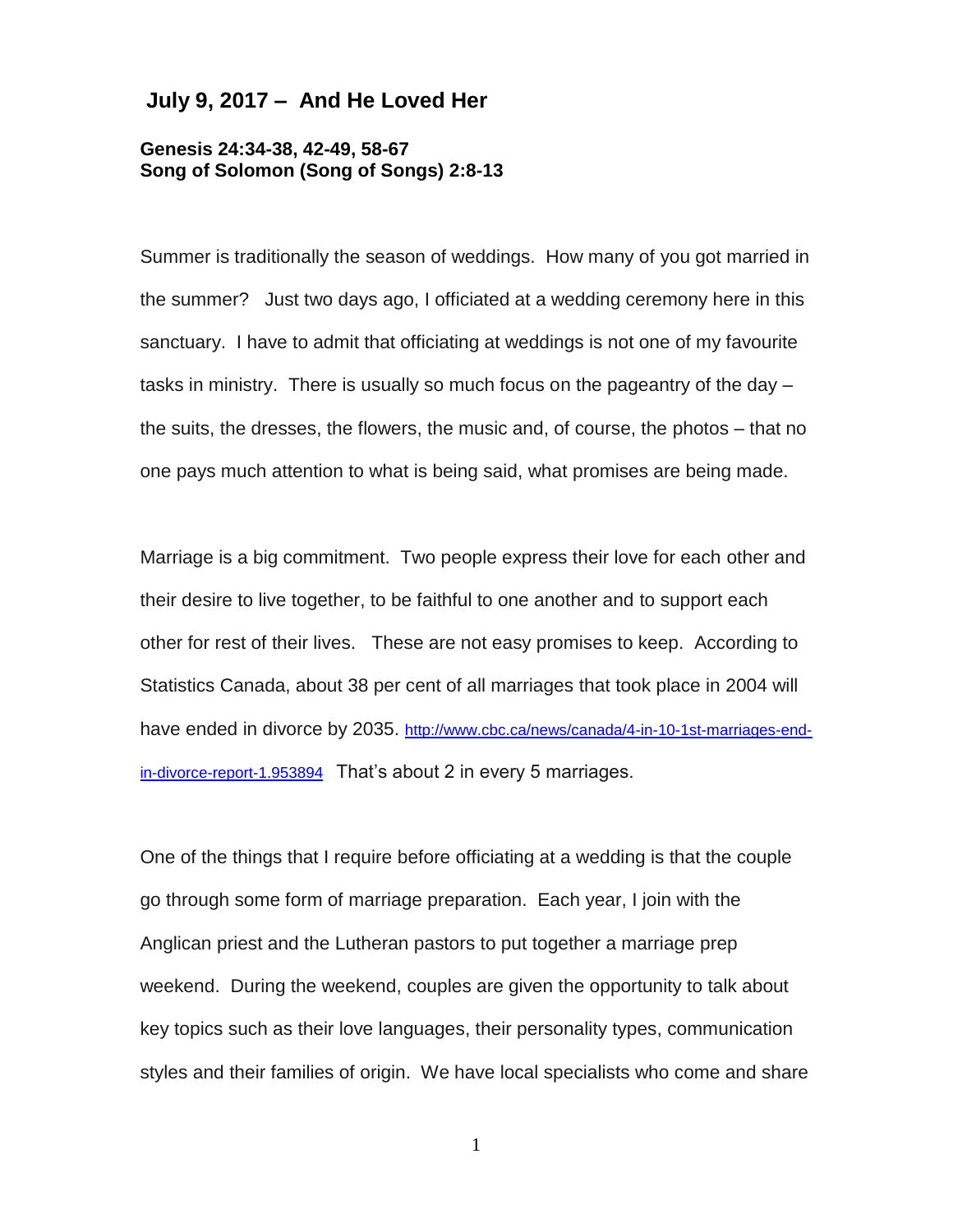## July 9, 2017 – And He Loved Her

**Genesis 24:34-38, 42-49, 58-67**
**Song of Solomon (Song of Songs) 2:8-13**

Summer is traditionally the season of weddings. How many of you got married in the summer? Just two days ago, I officiated at a wedding ceremony here in this sanctuary. I have to admit that officiating at weddings is not one of my favourite tasks in ministry. There is usually so much focus on the pageantry of the day – the suits, the dresses, the flowers, the music and, of course, the photos – that no one pays much attention to what is being said, what promises are being made.

Marriage is a big commitment. Two people express their love for each other and their desire to live together, to be faithful to one another and to support each other for rest of their lives. These are not easy promises to keep. According to Statistics Canada, about 38 per cent of all marriages that took place in 2004 will have ended in divorce by 2035. http://www.cbc.ca/news/canada/4-in-10-1st-marriages-end-in-divorce-report-1.953894 That's about 2 in every 5 marriages.

One of the things that I require before officiating at a wedding is that the couple go through some form of marriage preparation. Each year, I join with the Anglican priest and the Lutheran pastors to put together a marriage prep weekend. During the weekend, couples are given the opportunity to talk about key topics such as their love languages, their personality types, communication styles and their families of origin. We have local specialists who come and share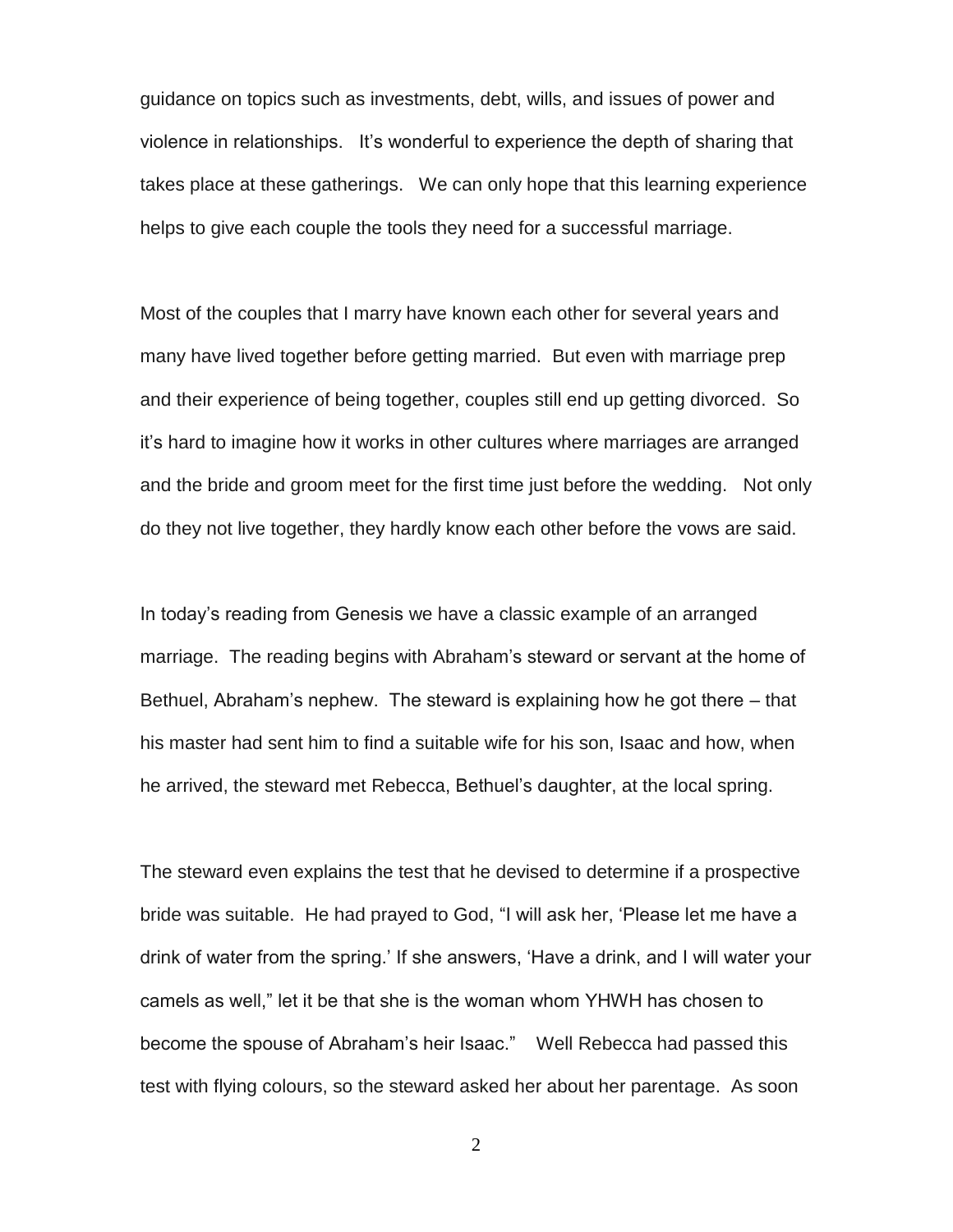guidance on topics such as investments, debt, wills, and issues of power and violence in relationships. It's wonderful to experience the depth of sharing that takes place at these gatherings. We can only hope that this learning experience helps to give each couple the tools they need for a successful marriage.

Most of the couples that I marry have known each other for several years and many have lived together before getting married. But even with marriage prep and their experience of being together, couples still end up getting divorced. So it's hard to imagine how it works in other cultures where marriages are arranged and the bride and groom meet for the first time just before the wedding. Not only do they not live together, they hardly know each other before the vows are said.

In today's reading from Genesis we have a classic example of an arranged marriage. The reading begins with Abraham's steward or servant at the home of Bethuel, Abraham's nephew. The steward is explaining how he got there – that his master had sent him to find a suitable wife for his son, Isaac and how, when he arrived, the steward met Rebecca, Bethuel's daughter, at the local spring.

The steward even explains the test that he devised to determine if a prospective bride was suitable. He had prayed to God, "I will ask her, 'Please let me have a drink of water from the spring.' If she answers, 'Have a drink, and I will water your camels as well," let it be that she is the woman whom YHWH has chosen to become the spouse of Abraham's heir Isaac." Well Rebecca had passed this test with flying colours, so the steward asked her about her parentage. As soon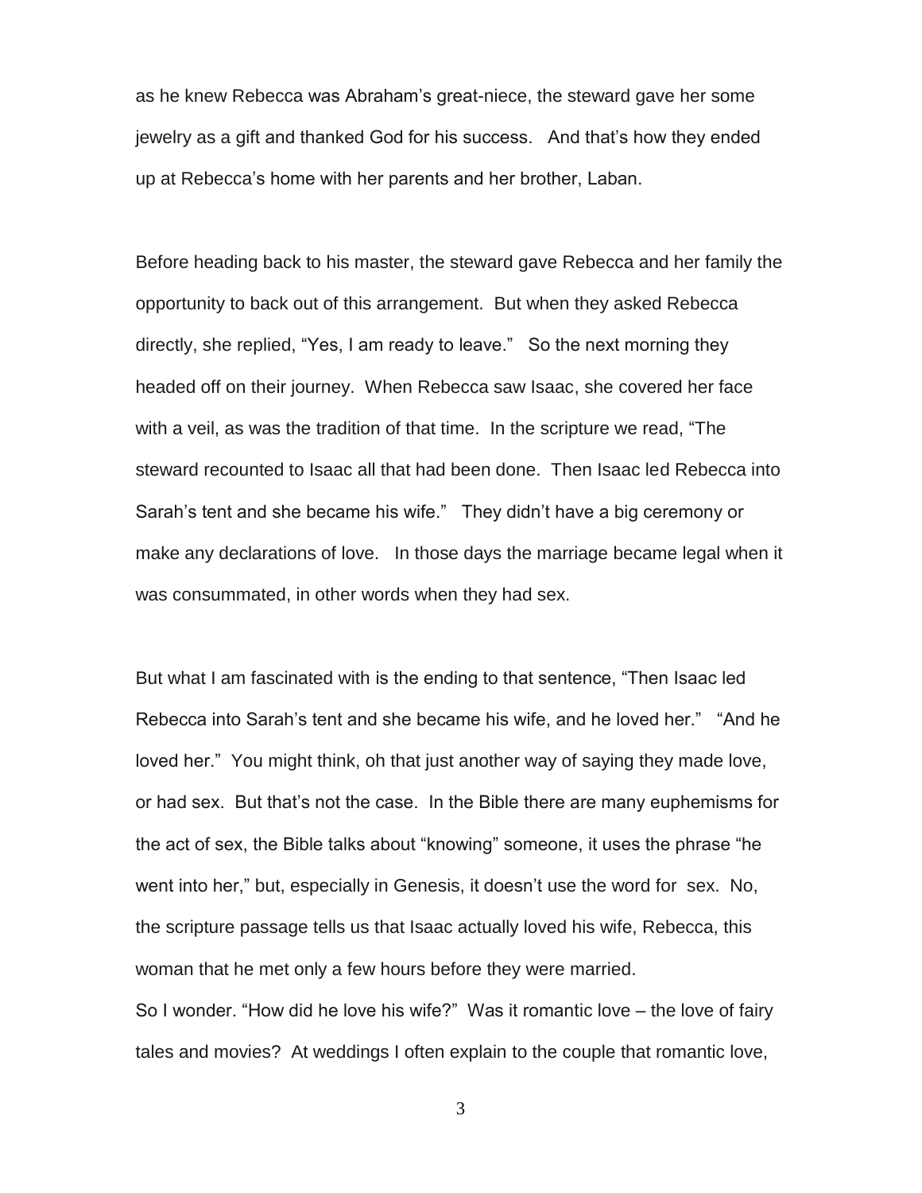as he knew Rebecca was Abraham's great-niece, the steward gave her some jewelry as a gift and thanked God for his success. And that's how they ended up at Rebecca's home with her parents and her brother, Laban.

Before heading back to his master, the steward gave Rebecca and her family the opportunity to back out of this arrangement. But when they asked Rebecca directly, she replied, "Yes, I am ready to leave." So the next morning they headed off on their journey. When Rebecca saw Isaac, she covered her face with a veil, as was the tradition of that time. In the scripture we read, "The steward recounted to Isaac all that had been done. Then Isaac led Rebecca into Sarah's tent and she became his wife." They didn't have a big ceremony or make any declarations of love. In those days the marriage became legal when it was consummated, in other words when they had sex.

But what I am fascinated with is the ending to that sentence, "Then Isaac led Rebecca into Sarah's tent and she became his wife, and he loved her." "And he loved her." You might think, oh that just another way of saying they made love, or had sex. But that's not the case. In the Bible there are many euphemisms for the act of sex, the Bible talks about "knowing" someone, it uses the phrase "he went into her," but, especially in Genesis, it doesn't use the word for sex. No, the scripture passage tells us that Isaac actually loved his wife, Rebecca, this woman that he met only a few hours before they were married.

So I wonder. "How did he love his wife?" Was it romantic love – the love of fairy tales and movies? At weddings I often explain to the couple that romantic love,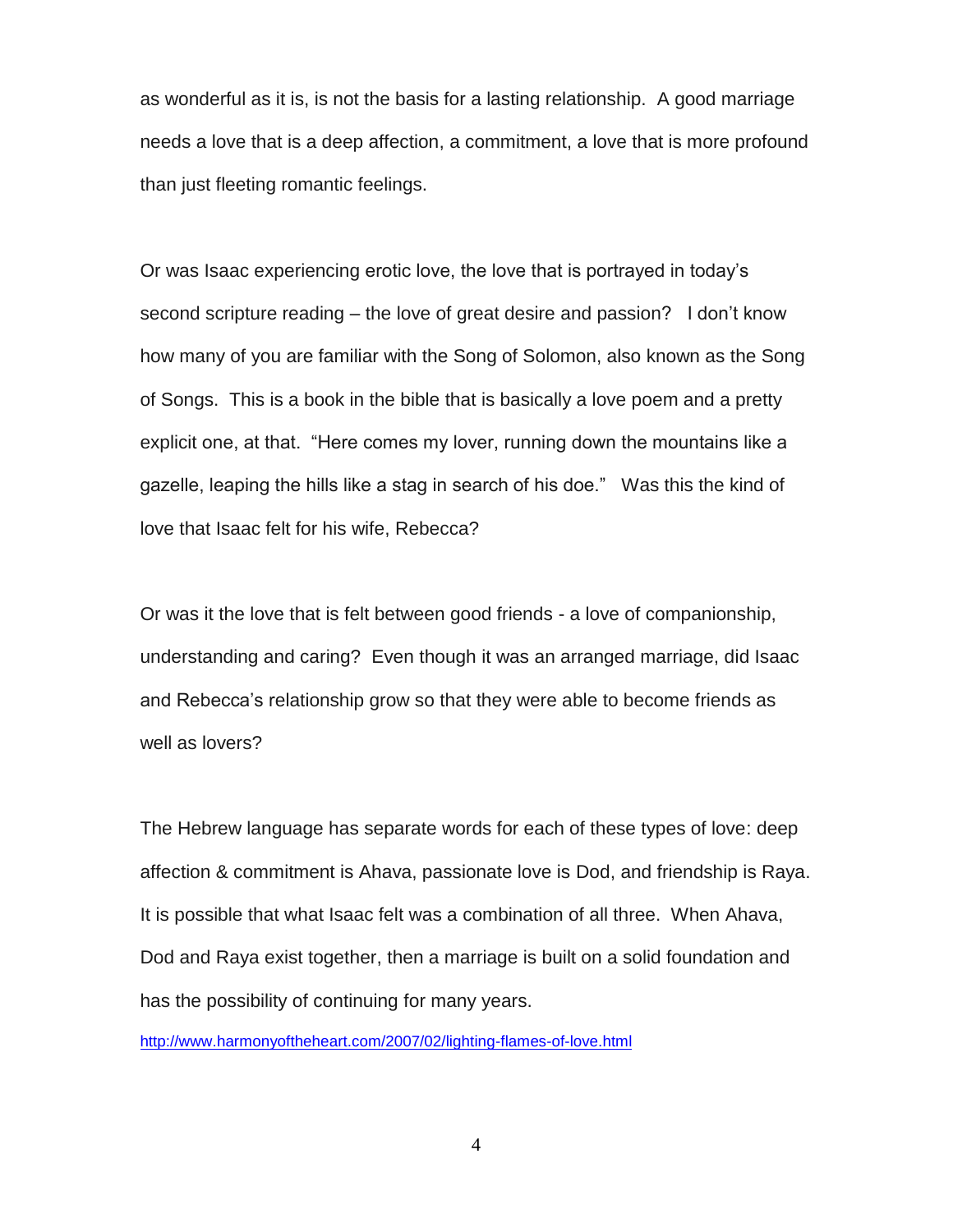as wonderful as it is, is not the basis for a lasting relationship. A good marriage needs a love that is a deep affection, a commitment, a love that is more profound than just fleeting romantic feelings.

Or was Isaac experiencing erotic love, the love that is portrayed in today's second scripture reading – the love of great desire and passion? I don't know how many of you are familiar with the Song of Solomon, also known as the Song of Songs. This is a book in the bible that is basically a love poem and a pretty explicit one, at that. "Here comes my lover, running down the mountains like a gazelle, leaping the hills like a stag in search of his doe." Was this the kind of love that Isaac felt for his wife, Rebecca?

Or was it the love that is felt between good friends - a love of companionship, understanding and caring? Even though it was an arranged marriage, did Isaac and Rebecca's relationship grow so that they were able to become friends as well as lovers?

The Hebrew language has separate words for each of these types of love: deep affection & commitment is Ahava, passionate love is Dod, and friendship is Raya. It is possible that what Isaac felt was a combination of all three. When Ahava, Dod and Raya exist together, then a marriage is built on a solid foundation and has the possibility of continuing for many years.

http://www.harmonyoftheheart.com/2007/02/lighting-flames-of-love.html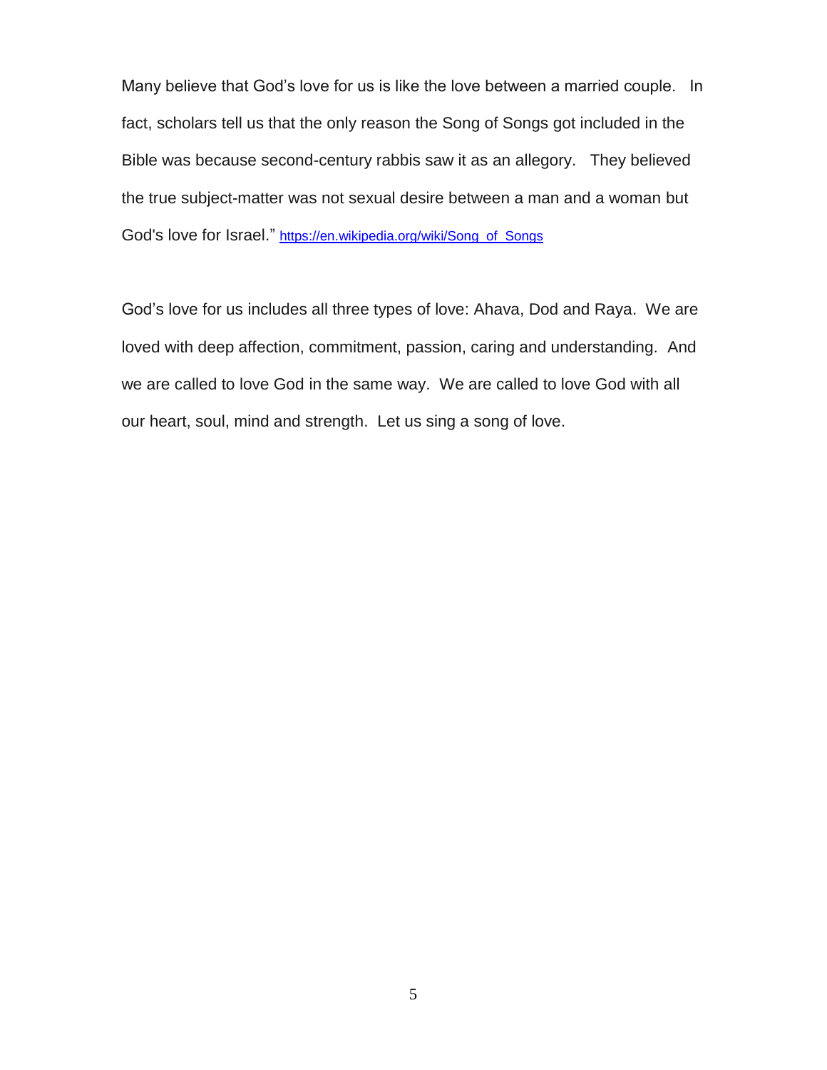Many believe that God's love for us is like the love between a married couple. In fact, scholars tell us that the only reason the Song of Songs got included in the Bible was because second-century rabbis saw it as an allegory. They believed the true subject-matter was not sexual desire between a man and a woman but God's love for Israel." https://en.wikipedia.org/wiki/Song_of_Songs

God's love for us includes all three types of love: Ahava, Dod and Raya. We are loved with deep affection, commitment, passion, caring and understanding. And we are called to love God in the same way. We are called to love God with all our heart, soul, mind and strength. Let us sing a song of love.